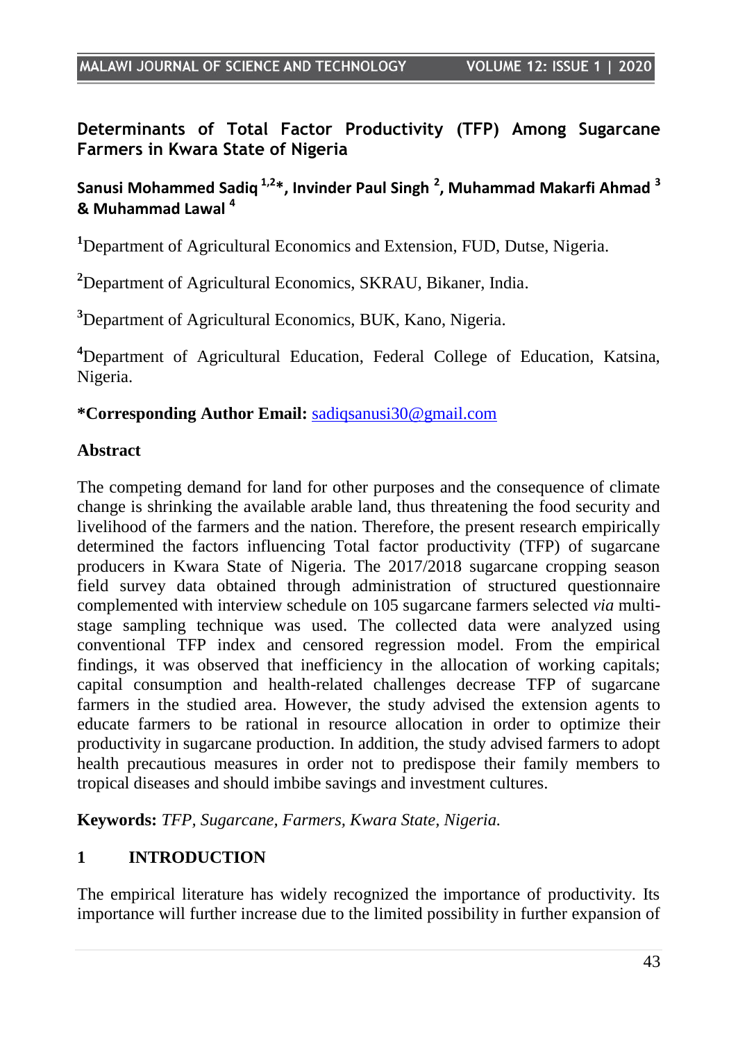# Determinants of Total Factor Productivity (TFP) Among Sugarcane Farmers in Kwara State of Nigeria

**Sanusi Mohammed Sadiq [1,2]*, Invinder Paul Singh [2], Muhammad Makarfi Ahmad [3] & Muhammad Lawal [4]**

[1]Department of Agricultural Economics and Extension, FUD, Dutse, Nigeria.

[2]Department of Agricultural Economics, SKRAU, Bikaner, India.

[3]Department of Agricultural Economics, BUK, Kano, Nigeria.

[4]Department of Agricultural Education, Federal College of Education, Katsina, Nigeria.

**\*Corresponding Author Email:** sadiqsanusi30@gmail.com

## Abstract

The competing demand for land for other purposes and the consequence of climate change is shrinking the available arable land, thus threatening the food security and livelihood of the farmers and the nation. Therefore, the present research empirically determined the factors influencing Total factor productivity (TFP) of sugarcane producers in Kwara State of Nigeria. The 2017/2018 sugarcane cropping season field survey data obtained through administration of structured questionnaire complemented with interview schedule on 105 sugarcane farmers selected *via* multi-stage sampling technique was used. The collected data were analyzed using conventional TFP index and censored regression model. From the empirical findings, it was observed that inefficiency in the allocation of working capitals; capital consumption and health-related challenges decrease TFP of sugarcane farmers in the studied area. However, the study advised the extension agents to educate farmers to be rational in resource allocation in order to optimize their productivity in sugarcane production. In addition, the study advised farmers to adopt health precautious measures in order not to predispose their family members to tropical diseases and should imbibe savings and investment cultures.

**Keywords:** *TFP, Sugarcane, Farmers, Kwara State, Nigeria.*

## 1 INTRODUCTION

The empirical literature has widely recognized the importance of productivity. Its importance will further increase due to the limited possibility in further expansion of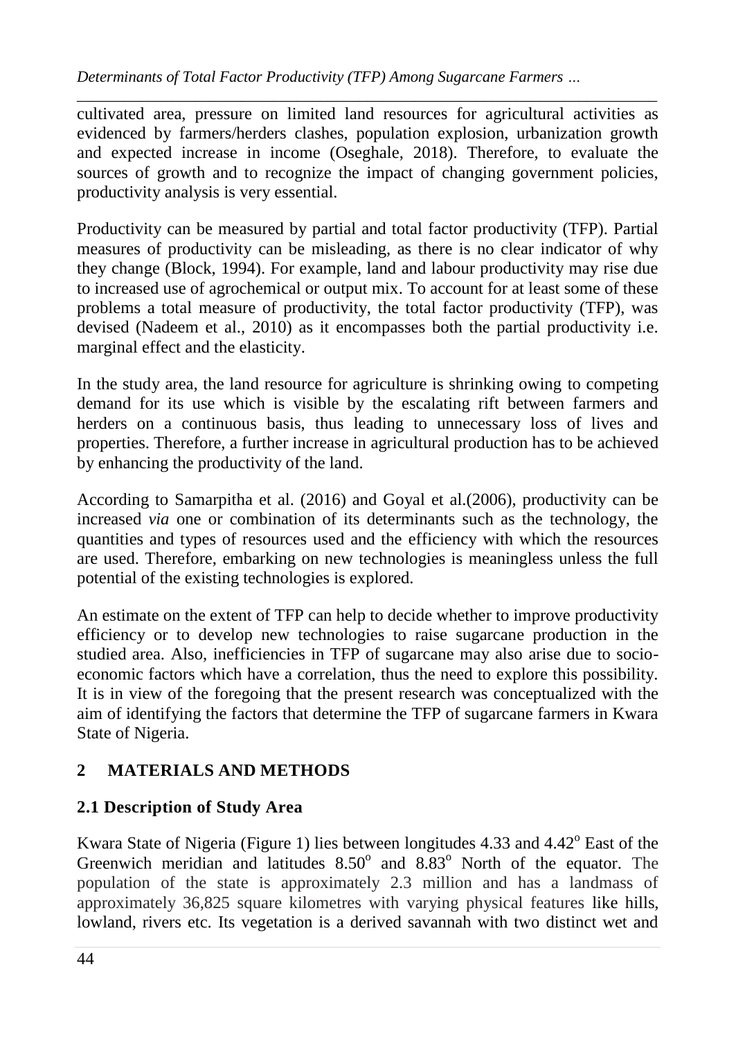cultivated area, pressure on limited land resources for agricultural activities as evidenced by farmers/herders clashes, population explosion, urbanization growth and expected increase in income (Oseghale, 2018). Therefore, to evaluate the sources of growth and to recognize the impact of changing government policies, productivity analysis is very essential.

Productivity can be measured by partial and total factor productivity (TFP). Partial measures of productivity can be misleading, as there is no clear indicator of why they change (Block, 1994). For example, land and labour productivity may rise due to increased use of agrochemical or output mix. To account for at least some of these problems a total measure of productivity, the total factor productivity (TFP), was devised (Nadeem et al., 2010) as it encompasses both the partial productivity i.e. marginal effect and the elasticity.

In the study area, the land resource for agriculture is shrinking owing to competing demand for its use which is visible by the escalating rift between farmers and herders on a continuous basis, thus leading to unnecessary loss of lives and properties. Therefore, a further increase in agricultural production has to be achieved by enhancing the productivity of the land.

According to Samarpitha et al. (2016) and Goyal et al.(2006), productivity can be increased *via* one or combination of its determinants such as the technology, the quantities and types of resources used and the efficiency with which the resources are used. Therefore, embarking on new technologies is meaningless unless the full potential of the existing technologies is explored.

An estimate on the extent of TFP can help to decide whether to improve productivity efficiency or to develop new technologies to raise sugarcane production in the studied area. Also, inefficiencies in TFP of sugarcane may also arise due to socio-economic factors which have a correlation, thus the need to explore this possibility. It is in view of the foregoing that the present research was conceptualized with the aim of identifying the factors that determine the TFP of sugarcane farmers in Kwara State of Nigeria.

## 2 MATERIALS AND METHODS

### 2.1 Description of Study Area

Kwara State of Nigeria (Figure 1) lies between longitudes 4.33 and 4.42$^{o}$ East of the Greenwich meridian and latitudes 8.50$^{o}$ and 8.83$^{o}$ North of the equator. The population of the state is approximately 2.3 million and has a landmass of approximately 36,825 square kilometres with varying physical features like hills, lowland, rivers etc. Its vegetation is a derived savannah with two distinct wet and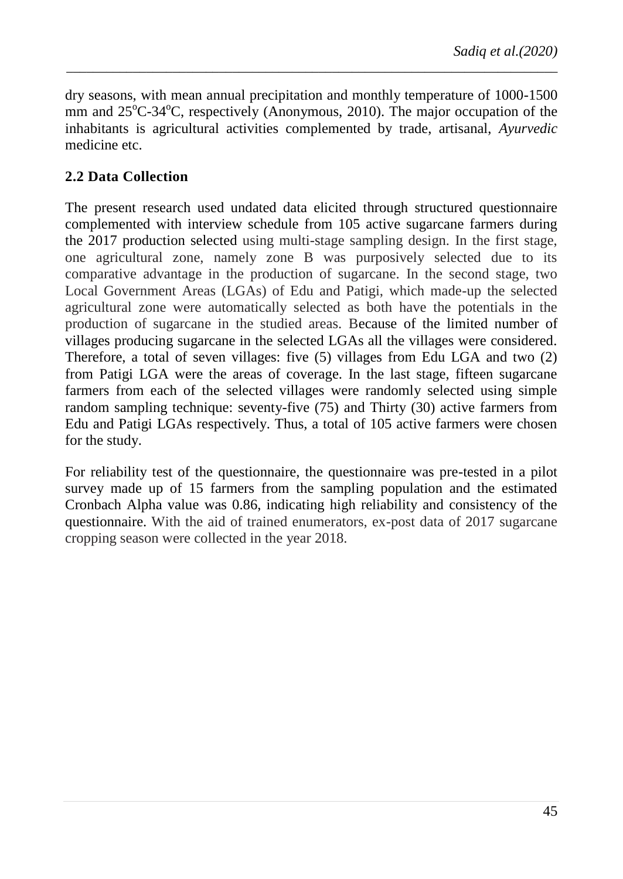dry seasons, with mean annual precipitation and monthly temperature of 1000-1500 mm and 25°C-34°C, respectively (Anonymous, 2010). The major occupation of the inhabitants is agricultural activities complemented by trade, artisanal, *Ayurvedic* medicine etc.

### 2.2 Data Collection

The present research used undated data elicited through structured questionnaire complemented with interview schedule from 105 active sugarcane farmers during the 2017 production selected using multi-stage sampling design. In the first stage, one agricultural zone, namely zone B was purposively selected due to its comparative advantage in the production of sugarcane. In the second stage, two Local Government Areas (LGAs) of Edu and Patigi, which made-up the selected agricultural zone were automatically selected as both have the potentials in the production of sugarcane in the studied areas. Because of the limited number of villages producing sugarcane in the selected LGAs all the villages were considered. Therefore, a total of seven villages: five (5) villages from Edu LGA and two (2) from Patigi LGA were the areas of coverage. In the last stage, fifteen sugarcane farmers from each of the selected villages were randomly selected using simple random sampling technique: seventy-five (75) and Thirty (30) active farmers from Edu and Patigi LGAs respectively. Thus, a total of 105 active farmers were chosen for the study.

For reliability test of the questionnaire, the questionnaire was pre-tested in a pilot survey made up of 15 farmers from the sampling population and the estimated Cronbach Alpha value was 0.86, indicating high reliability and consistency of the questionnaire. With the aid of trained enumerators, ex-post data of 2017 sugarcane cropping season were collected in the year 2018.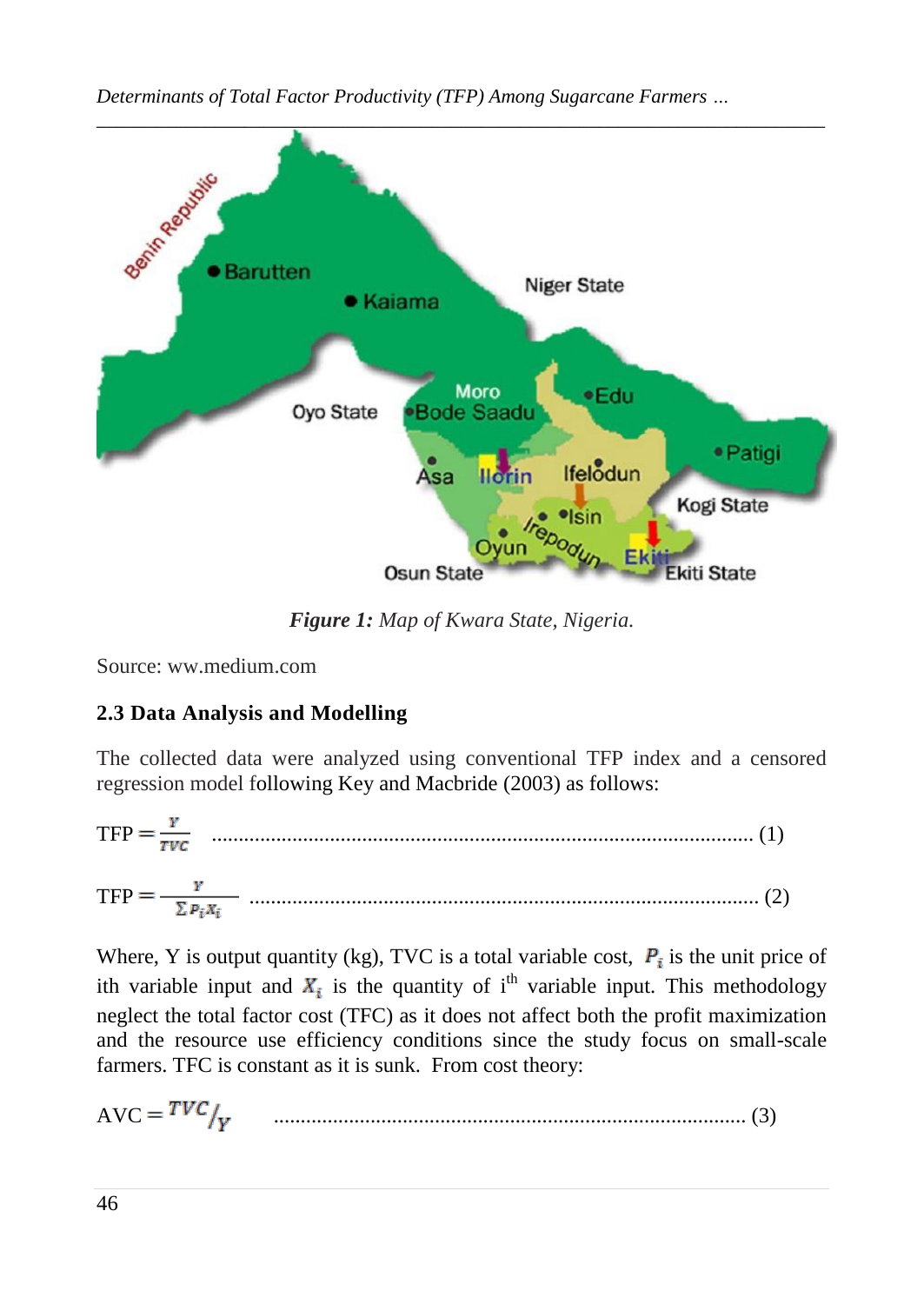**Figure 1:** *Map of Kwara State, Nigeria.*

Source: ww.medium.com

### 2.3 Data Analysis and Modelling

The collected data were analyzed using conventional TFP index and a censored regression model following Key and Macbride (2003) as follows:

$$TFP = \frac{Y}{TVC} \quad \text{.......... (1)}$$

$$TFP = \frac{Y}{\sum P_i X_i} \quad \text{.......... (2)}$$

Where, Y is output quantity (kg), TVC is a total variable cost, $P_i$ is the unit price of ith variable input and $X_i$ is the quantity of $i^{th}$ variable input. This methodology neglect the total factor cost (TFC) as it does not affect both the profit maximization and the resource use efficiency conditions since the study focus on small-scale farmers. TFC is constant as it is sunk. From cost theory:

$$AVC = {TVC}/{Y} \quad \text{.......... (3)}$$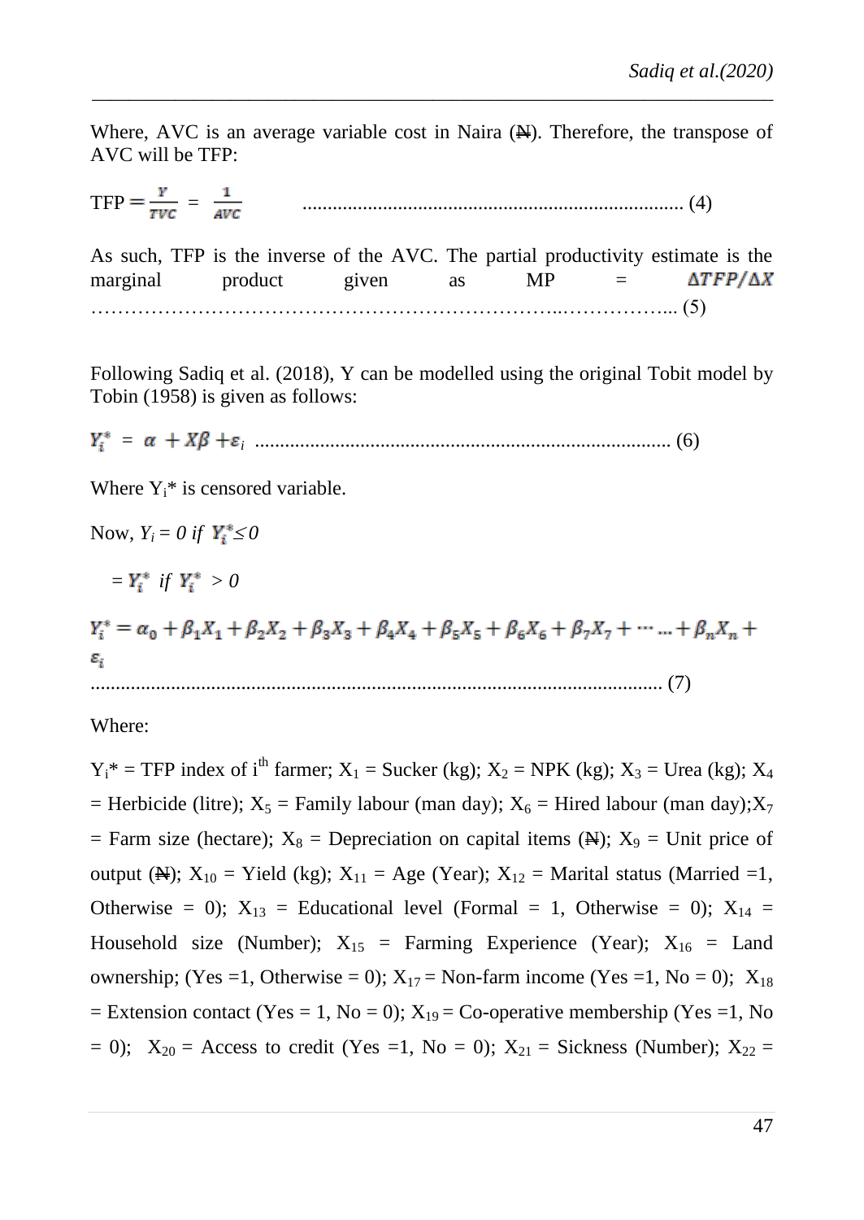Where, AVC is an average variable cost in Naira (₦). Therefore, the transpose of AVC will be TFP:

$$TFP = \frac{Y}{TVC} = \frac{1}{AVC} \quad \text{.............................................................................. (4)}$$

As such, TFP is the inverse of the AVC. The partial productivity estimate is the marginal product given as MP = $\Delta TFP/\Delta X$ ……………………………………………………….……………... (5)

Following Sadiq et al. (2018), Y can be modelled using the original Tobit model by Tobin (1958) is given as follows:

$$Y_i^* = \alpha + X\beta + \varepsilon_i \quad \text{.................................................................................. (6)}$$

Where $Y_i$* is censored variable.

Now, $Y_i = 0$ *if* $Y_i^* \leq 0$

$= Y_i^*$ *if* $Y_i^* > 0$

$$Y_i^* = \alpha_0 + \beta_1 X_1 + \beta_2 X_2 + \beta_3 X_3 + \beta_4 X_4 + \beta_5 X_5 + \beta_6 X_6 + \beta_7 X_7 + \cdots \ldots + \beta_n X_n + \varepsilon_i \quad \text{.................................................................................................................. (7)}$$

Where:

$Y_i$* = TFP index of i[th] farmer; $X_1$ = Sucker (kg); $X_2$ = NPK (kg); $X_3$ = Urea (kg); $X_4$ = Herbicide (litre); $X_5$ = Family labour (man day); $X_6$ = Hired labour (man day); $X_7$ = Farm size (hectare); $X_8$ = Depreciation on capital items (₦); $X_9$ = Unit price of output (₦); $X_{10}$ = Yield (kg); $X_{11}$ = Age (Year); $X_{12}$ = Marital status (Married =1, Otherwise = 0); $X_{13}$ = Educational level (Formal = 1, Otherwise = 0); $X_{14}$ = Household size (Number); $X_{15}$ = Farming Experience (Year); $X_{16}$ = Land ownership; (Yes =1, Otherwise = 0); $X_{17}$ = Non-farm income (Yes =1, No = 0); $X_{18}$ = Extension contact (Yes = 1, No = 0); $X_{19}$ = Co-operative membership (Yes =1, No = 0); $X_{20}$ = Access to credit (Yes =1, No = 0); $X_{21}$ = Sickness (Number); $X_{22}$ =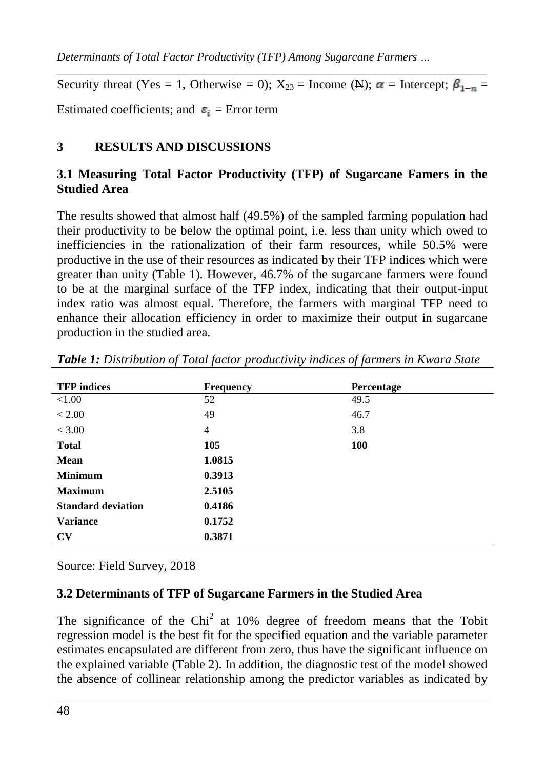Security threat (Yes = 1, Otherwise = 0); $X_{23}$ = Income (₦); $\alpha$ = Intercept; $\beta_{1-n}$ = Estimated coefficients; and $\varepsilon_i$ = Error term

## 3 RESULTS AND DISCUSSIONS

### 3.1 Measuring Total Factor Productivity (TFP) of Sugarcane Famers in the Studied Area

The results showed that almost half (49.5%) of the sampled farming population had their productivity to be below the optimal point, i.e. less than unity which owed to inefficiencies in the rationalization of their farm resources, while 50.5% were productive in the use of their resources as indicated by their TFP indices which were greater than unity (Table 1). However, 46.7% of the sugarcane farmers were found to be at the marginal surface of the TFP index, indicating that their output-input index ratio was almost equal. Therefore, the farmers with marginal TFP need to enhance their allocation efficiency in order to maximize their output in sugarcane production in the studied area.

***Table 1:*** *Distribution of Total factor productivity indices of farmers in Kwara State*

| TFP indices | Frequency | Percentage |
|---|---|---|
| <1.00 | 52 | 49.5 |
| < 2.00 | 49 | 46.7 |
| < 3.00 | 4 | 3.8 |
| **Total** | **105** | **100** |
| **Mean** | **1.0815** | |
| **Minimum** | **0.3913** | |
| **Maximum** | **2.5105** | |
| **Standard deviation** | **0.4186** | |
| **Variance** | **0.1752** | |
| **CV** | **0.3871** | |

Source: Field Survey, 2018

### 3.2 Determinants of TFP of Sugarcane Farmers in the Studied Area

The significance of the $Chi^2$ at 10% degree of freedom means that the Tobit regression model is the best fit for the specified equation and the variable parameter estimates encapsulated are different from zero, thus have the significant influence on the explained variable (Table 2). In addition, the diagnostic test of the model showed the absence of collinear relationship among the predictor variables as indicated by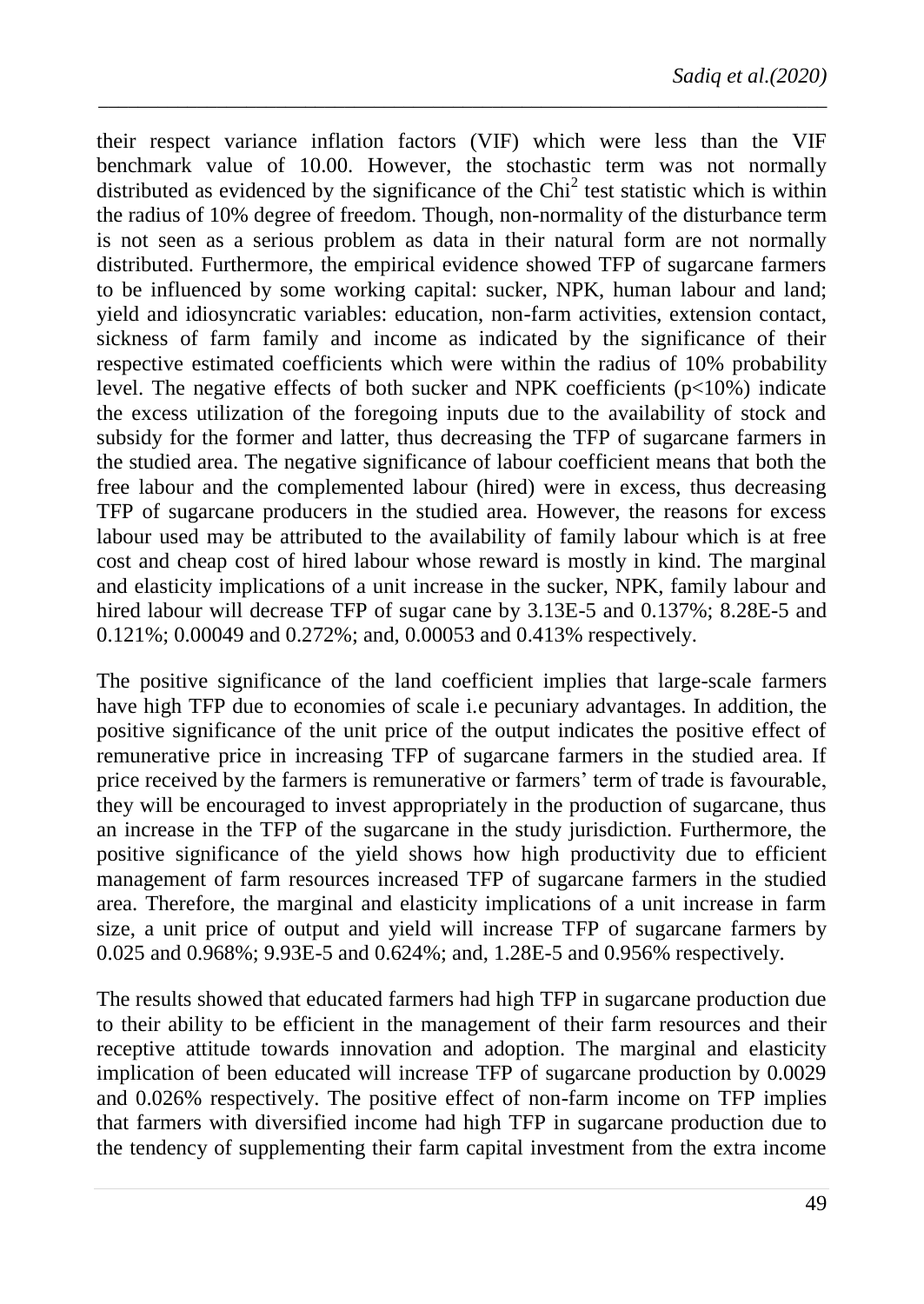their respect variance inflation factors (VIF) which were less than the VIF benchmark value of 10.00. However, the stochastic term was not normally distributed as evidenced by the significance of the $Chi^2$ test statistic which is within the radius of 10% degree of freedom. Though, non-normality of the disturbance term is not seen as a serious problem as data in their natural form are not normally distributed. Furthermore, the empirical evidence showed TFP of sugarcane farmers to be influenced by some working capital: sucker, NPK, human labour and land; yield and idiosyncratic variables: education, non-farm activities, extension contact, sickness of farm family and income as indicated by the significance of their respective estimated coefficients which were within the radius of 10% probability level. The negative effects of both sucker and NPK coefficients ($p<10\%$) indicate the excess utilization of the foregoing inputs due to the availability of stock and subsidy for the former and latter, thus decreasing the TFP of sugarcane farmers in the studied area. The negative significance of labour coefficient means that both the free labour and the complemented labour (hired) were in excess, thus decreasing TFP of sugarcane producers in the studied area. However, the reasons for excess labour used may be attributed to the availability of family labour which is at free cost and cheap cost of hired labour whose reward is mostly in kind. The marginal and elasticity implications of a unit increase in the sucker, NPK, family labour and hired labour will decrease TFP of sugar cane by 3.13E-5 and 0.137%; 8.28E-5 and 0.121%; 0.00049 and 0.272%; and, 0.00053 and 0.413% respectively.

The positive significance of the land coefficient implies that large-scale farmers have high TFP due to economies of scale i.e pecuniary advantages. In addition, the positive significance of the unit price of the output indicates the positive effect of remunerative price in increasing TFP of sugarcane farmers in the studied area. If price received by the farmers is remunerative or farmers' term of trade is favourable, they will be encouraged to invest appropriately in the production of sugarcane, thus an increase in the TFP of the sugarcane in the study jurisdiction. Furthermore, the positive significance of the yield shows how high productivity due to efficient management of farm resources increased TFP of sugarcane farmers in the studied area. Therefore, the marginal and elasticity implications of a unit increase in farm size, a unit price of output and yield will increase TFP of sugarcane farmers by 0.025 and 0.968%; 9.93E-5 and 0.624%; and, 1.28E-5 and 0.956% respectively.

The results showed that educated farmers had high TFP in sugarcane production due to their ability to be efficient in the management of their farm resources and their receptive attitude towards innovation and adoption. The marginal and elasticity implication of been educated will increase TFP of sugarcane production by 0.0029 and 0.026% respectively. The positive effect of non-farm income on TFP implies that farmers with diversified income had high TFP in sugarcane production due to the tendency of supplementing their farm capital investment from the extra income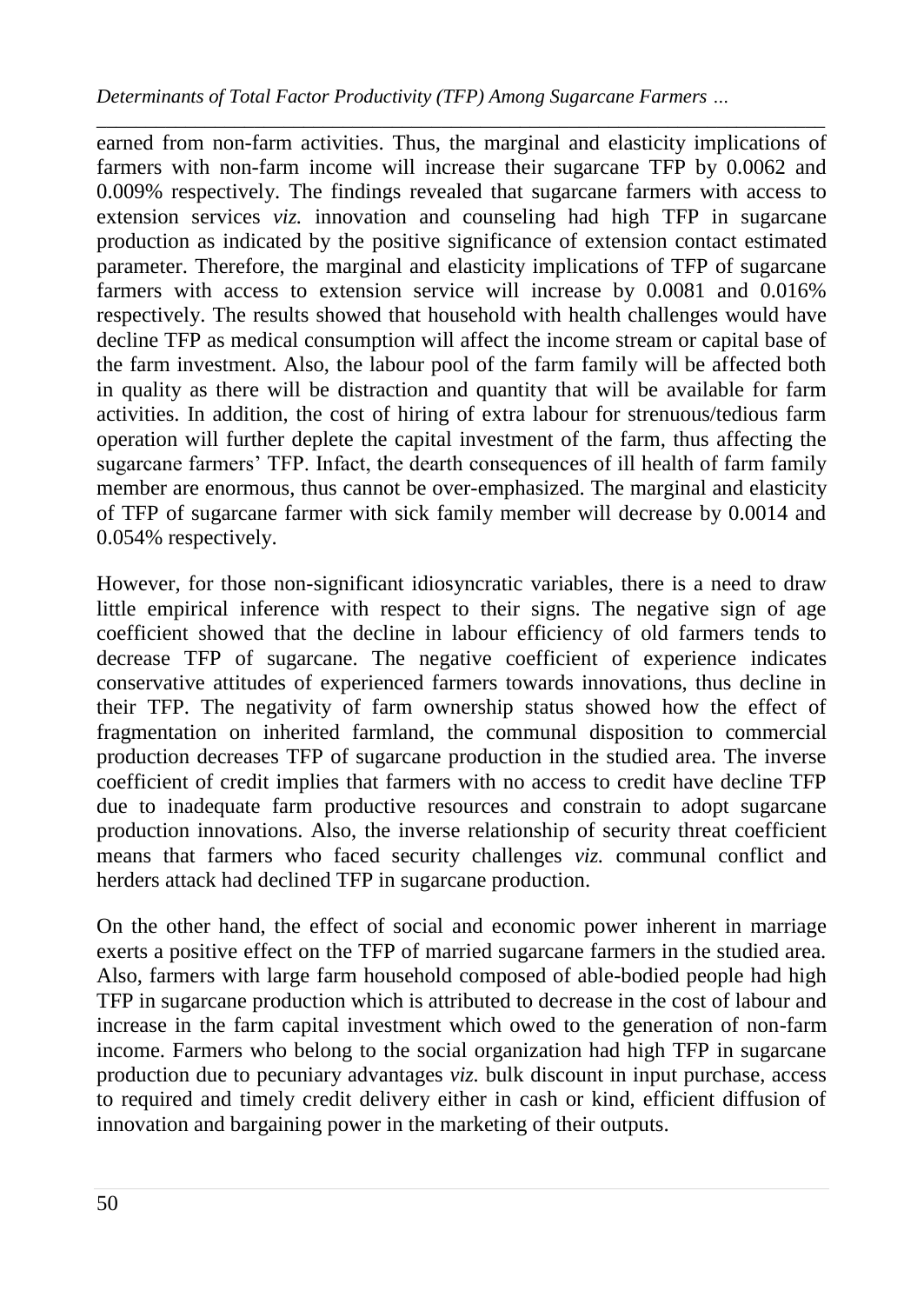earned from non-farm activities. Thus, the marginal and elasticity implications of farmers with non-farm income will increase their sugarcane TFP by 0.0062 and 0.009% respectively. The findings revealed that sugarcane farmers with access to extension services *viz.* innovation and counseling had high TFP in sugarcane production as indicated by the positive significance of extension contact estimated parameter. Therefore, the marginal and elasticity implications of TFP of sugarcane farmers with access to extension service will increase by 0.0081 and 0.016% respectively. The results showed that household with health challenges would have decline TFP as medical consumption will affect the income stream or capital base of the farm investment. Also, the labour pool of the farm family will be affected both in quality as there will be distraction and quantity that will be available for farm activities. In addition, the cost of hiring of extra labour for strenuous/tedious farm operation will further deplete the capital investment of the farm, thus affecting the sugarcane farmers' TFP. Infact, the dearth consequences of ill health of farm family member are enormous, thus cannot be over-emphasized. The marginal and elasticity of TFP of sugarcane farmer with sick family member will decrease by 0.0014 and 0.054% respectively.

However, for those non-significant idiosyncratic variables, there is a need to draw little empirical inference with respect to their signs. The negative sign of age coefficient showed that the decline in labour efficiency of old farmers tends to decrease TFP of sugarcane. The negative coefficient of experience indicates conservative attitudes of experienced farmers towards innovations, thus decline in their TFP. The negativity of farm ownership status showed how the effect of fragmentation on inherited farmland, the communal disposition to commercial production decreases TFP of sugarcane production in the studied area. The inverse coefficient of credit implies that farmers with no access to credit have decline TFP due to inadequate farm productive resources and constrain to adopt sugarcane production innovations. Also, the inverse relationship of security threat coefficient means that farmers who faced security challenges *viz.* communal conflict and herders attack had declined TFP in sugarcane production.

On the other hand, the effect of social and economic power inherent in marriage exerts a positive effect on the TFP of married sugarcane farmers in the studied area. Also, farmers with large farm household composed of able-bodied people had high TFP in sugarcane production which is attributed to decrease in the cost of labour and increase in the farm capital investment which owed to the generation of non-farm income. Farmers who belong to the social organization had high TFP in sugarcane production due to pecuniary advantages *viz.* bulk discount in input purchase, access to required and timely credit delivery either in cash or kind, efficient diffusion of innovation and bargaining power in the marketing of their outputs.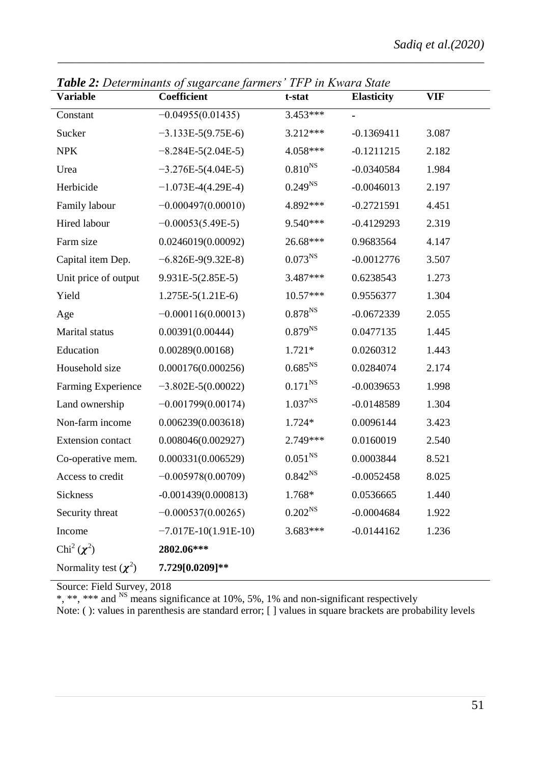***Table 2:*** *Determinants of sugarcane farmers' TFP in Kwara State*

| Variable | Coefficient | t-stat | Elasticity | VIF |
|---|---|---|---|---|
| Constant | −0.04955(0.01435) | 3.453*** | - | |
| Sucker | −3.133E-5(9.75E-6) | 3.212*** | -0.1369411 | 3.087 |
| NPK | −8.284E-5(2.04E-5) | 4.058*** | -0.1211215 | 2.182 |
| Urea | −3.276E-5(4.04E-5) | $0.810^{NS}$ | -0.0340584 | 1.984 |
| Herbicide | −1.073E-4(4.29E-4) | $0.249^{NS}$ | -0.0046013 | 2.197 |
| Family labour | −0.000497(0.00010) | 4.892*** | -0.2721591 | 4.451 |
| Hired labour | −0.00053(5.49E-5) | 9.540*** | -0.4129293 | 2.319 |
| Farm size | 0.0246019(0.00092) | 26.68*** | 0.9683564 | 4.147 |
| Capital item Dep. | −6.826E-9(9.32E-8) | $0.073^{NS}$ | -0.0012776 | 3.507 |
| Unit price of output | 9.931E-5(2.85E-5) | 3.487*** | 0.6238543 | 1.273 |
| Yield | 1.275E-5(1.21E-6) | 10.57*** | 0.9556377 | 1.304 |
| Age | −0.000116(0.00013) | $0.878^{NS}$ | -0.0672339 | 2.055 |
| Marital status | 0.00391(0.00444) | $0.879^{NS}$ | 0.0477135 | 1.445 |
| Education | 0.00289(0.00168) | 1.721* | 0.0260312 | 1.443 |
| Household size | 0.000176(0.000256) | $0.685^{NS}$ | 0.0284074 | 2.174 |
| Farming Experience | −3.802E-5(0.00022) | $0.171^{NS}$ | -0.0039653 | 1.998 |
| Land ownership | −0.001799(0.00174) | $1.037^{NS}$ | -0.0148589 | 1.304 |
| Non-farm income | 0.006239(0.003618) | 1.724* | 0.0096144 | 3.423 |
| Extension contact | 0.008046(0.002927) | 2.749*** | 0.0160019 | 2.540 |
| Co-operative mem. | 0.000331(0.006529) | $0.051^{NS}$ | 0.0003844 | 8.521 |
| Access to credit | −0.005978(0.00709) | $0.842^{NS}$ | -0.0052458 | 8.025 |
| Sickness | -0.001439(0.000813) | 1.768* | 0.0536665 | 1.440 |
| Security threat | −0.000537(0.00265) | $0.202^{NS}$ | -0.0004684 | 1.922 |
| Income | −7.017E-10(1.91E-10) | 3.683*** | -0.0144162 | 1.236 |
| $Chi^2$ ($\chi^2$) | **2802.06*** ** | | | |
| Normality test ($\chi^2$) | **7.729[0.0209]** ** | | | |

Source: Field Survey, 2018

*, **, *** and $^{NS}$ means significance at 10%, 5%, 1% and non-significant respectively

Note: ( ): values in parenthesis are standard error; [ ] values in square brackets are probability levels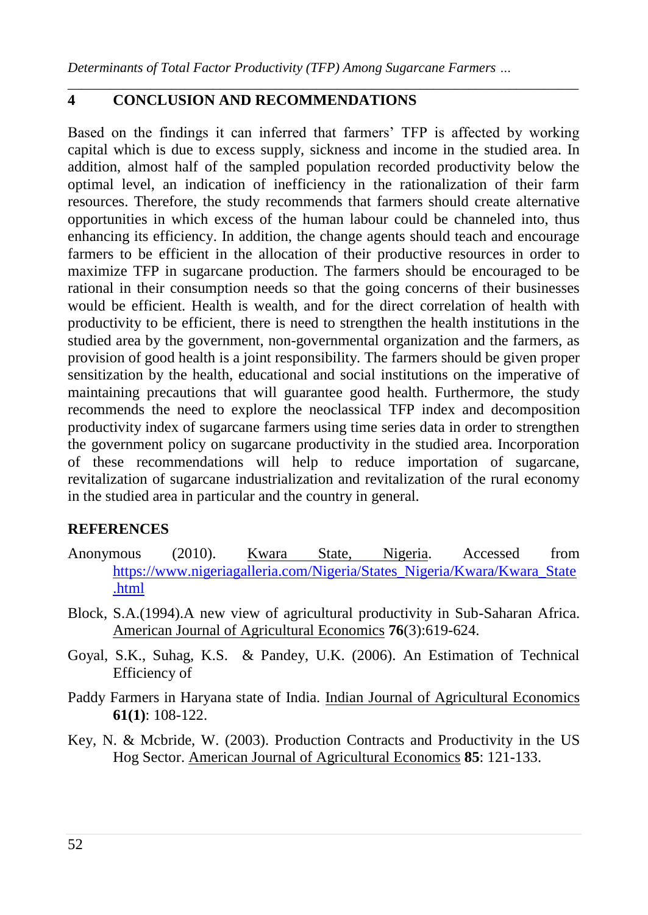## 4 CONCLUSION AND RECOMMENDATIONS

Based on the findings it can inferred that farmers' TFP is affected by working capital which is due to excess supply, sickness and income in the studied area. In addition, almost half of the sampled population recorded productivity below the optimal level, an indication of inefficiency in the rationalization of their farm resources. Therefore, the study recommends that farmers should create alternative opportunities in which excess of the human labour could be channeled into, thus enhancing its efficiency. In addition, the change agents should teach and encourage farmers to be efficient in the allocation of their productive resources in order to maximize TFP in sugarcane production. The farmers should be encouraged to be rational in their consumption needs so that the going concerns of their businesses would be efficient. Health is wealth, and for the direct correlation of health with productivity to be efficient, there is need to strengthen the health institutions in the studied area by the government, non-governmental organization and the farmers, as provision of good health is a joint responsibility. The farmers should be given proper sensitization by the health, educational and social institutions on the imperative of maintaining precautions that will guarantee good health. Furthermore, the study recommends the need to explore the neoclassical TFP index and decomposition productivity index of sugarcane farmers using time series data in order to strengthen the government policy on sugarcane productivity in the studied area. Incorporation of these recommendations will help to reduce importation of sugarcane, revitalization of sugarcane industrialization and revitalization of the rural economy in the studied area in particular and the country in general.

## REFERENCES

Anonymous (2010). Kwara State, Nigeria. Accessed from https://www.nigeriagalleria.com/Nigeria/States_Nigeria/Kwara/Kwara_State.html

Block, S.A.(1994).A new view of agricultural productivity in Sub-Saharan Africa. American Journal of Agricultural Economics **76**(3):619-624.

Goyal, S.K., Suhag, K.S. & Pandey, U.K. (2006). An Estimation of Technical Efficiency of

Paddy Farmers in Haryana state of India. Indian Journal of Agricultural Economics **61(1)**: 108-122.

Key, N. & Mcbride, W. (2003). Production Contracts and Productivity in the US Hog Sector. American Journal of Agricultural Economics **85**: 121-133.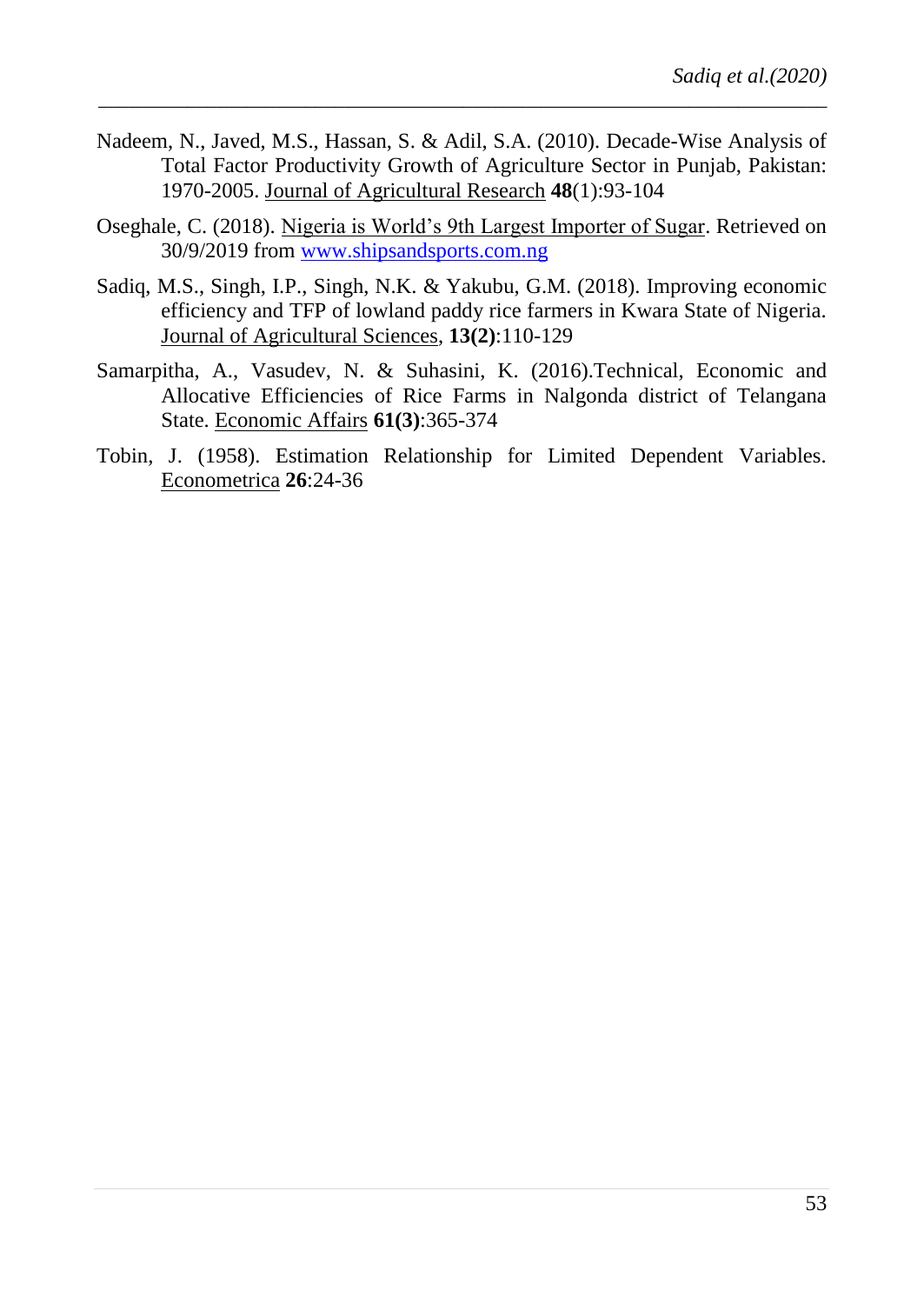Nadeem, N., Javed, M.S., Hassan, S. & Adil, S.A. (2010). Decade-Wise Analysis of Total Factor Productivity Growth of Agriculture Sector in Punjab, Pakistan: 1970-2005. Journal of Agricultural Research **48**(1):93-104

Oseghale, C. (2018). Nigeria is World's 9th Largest Importer of Sugar. Retrieved on 30/9/2019 from www.shipsandsports.com.ng

Sadiq, M.S., Singh, I.P., Singh, N.K. & Yakubu, G.M. (2018). Improving economic efficiency and TFP of lowland paddy rice farmers in Kwara State of Nigeria. Journal of Agricultural Sciences, **13(2)**:110-129

Samarpitha, A., Vasudev, N. & Suhasini, K. (2016).Technical, Economic and Allocative Efficiencies of Rice Farms in Nalgonda district of Telangana State. Economic Affairs **61(3)**:365-374

Tobin, J. (1958). Estimation Relationship for Limited Dependent Variables. Econometrica **26**:24-36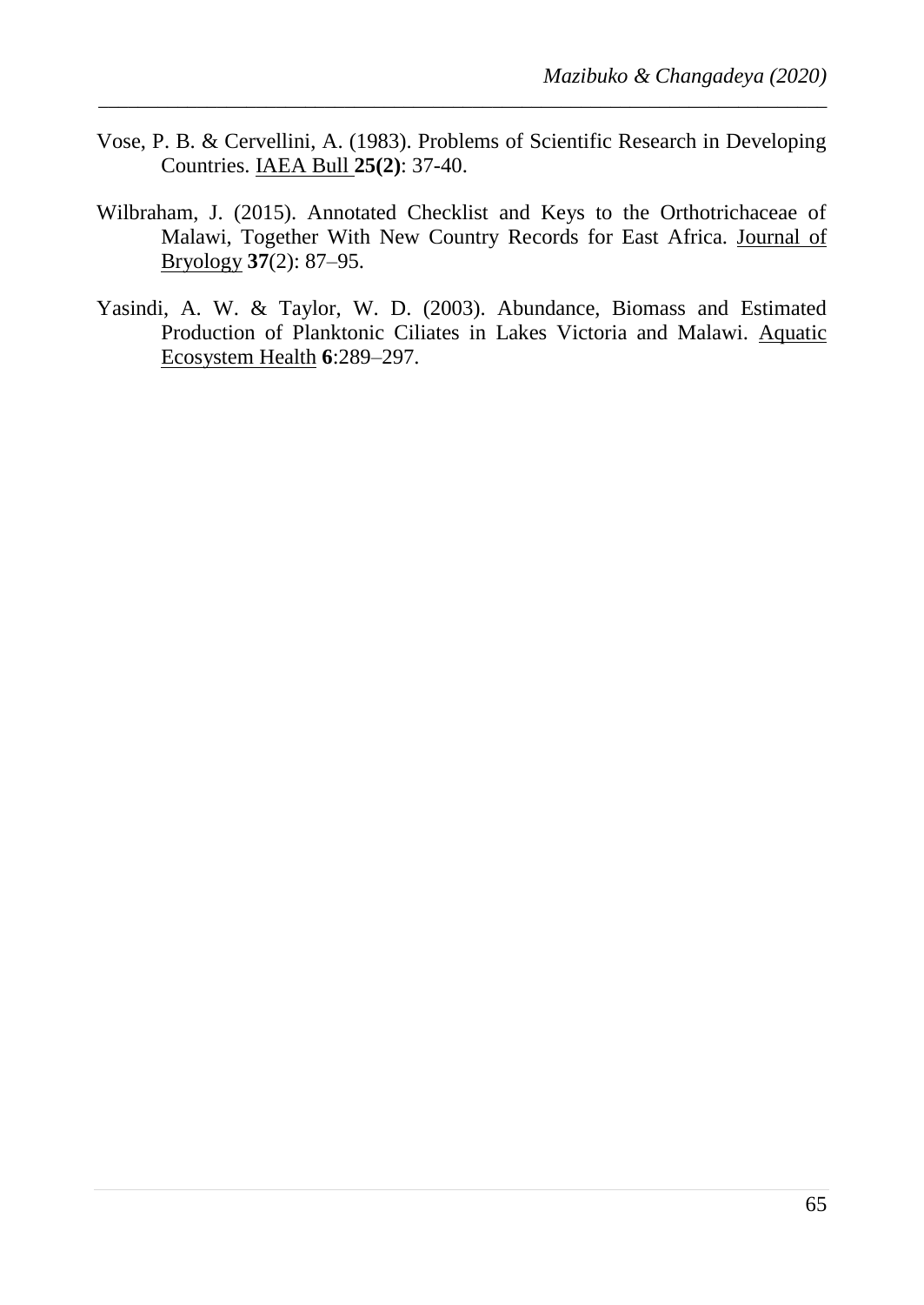Vose, P. B. & Cervellini, A. (1983). Problems of Scientific Research in Developing Countries. IAEA Bull **25(2)**: 37-40.

Wilbraham, J. (2015). Annotated Checklist and Keys to the Orthotrichaceae of Malawi, Together With New Country Records for East Africa. Journal of Bryology **37**(2): 87–95.

Yasindi, A. W. & Taylor, W. D. (2003). Abundance, Biomass and Estimated Production of Planktonic Ciliates in Lakes Victoria and Malawi. Aquatic Ecosystem Health **6**:289–297.